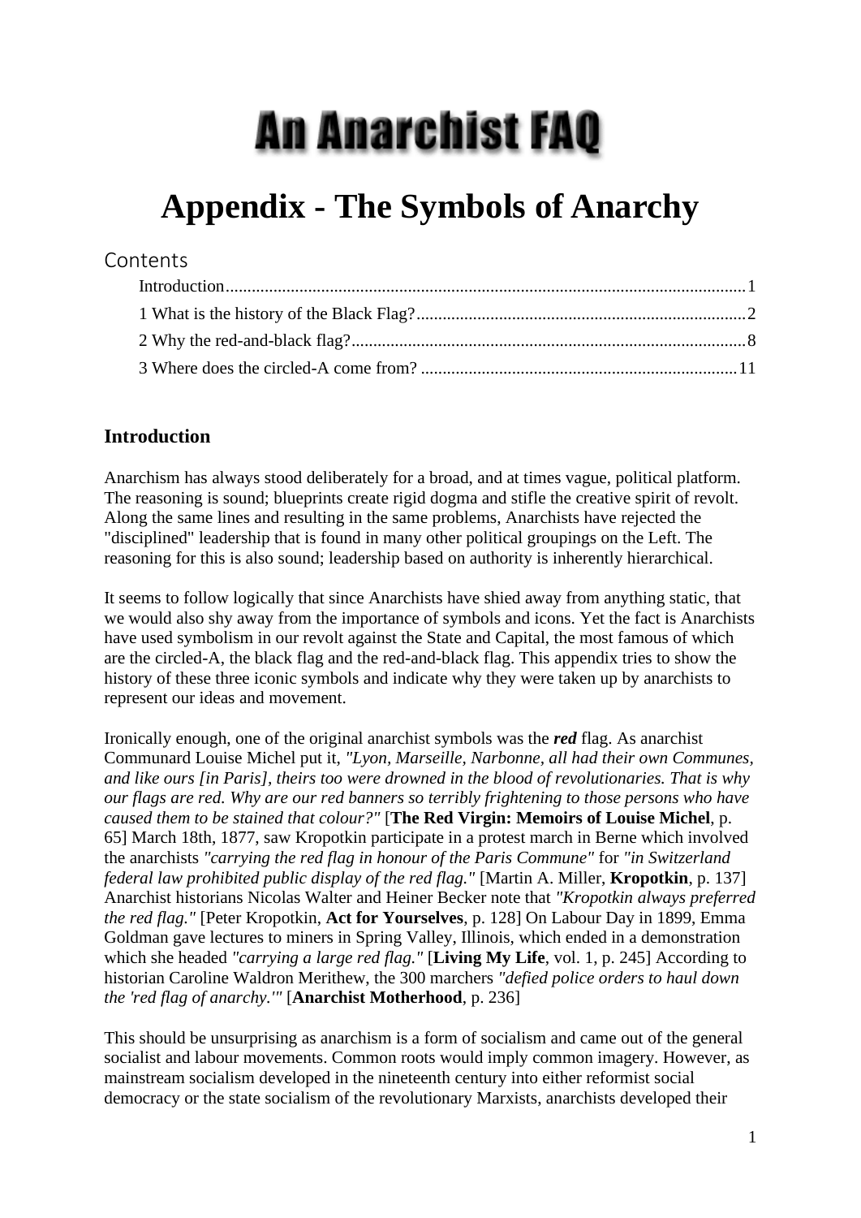# An Anarchist FAQ

# Appendix - The Symbols of Anarchy

## Contents

Introduction.......................................................................................................................1
1 What is the history of the Black Flag?............................................................................2
2 Why the red-and-black flag?...........................................................................................8
3 Where does the circled-A come from? .........................................................................11

### Introduction

Anarchism has always stood deliberately for a broad, and at times vague, political platform. The reasoning is sound; blueprints create rigid dogma and stifle the creative spirit of revolt. Along the same lines and resulting in the same problems, Anarchists have rejected the "disciplined" leadership that is found in many other political groupings on the Left. The reasoning for this is also sound; leadership based on authority is inherently hierarchical.

It seems to follow logically that since Anarchists have shied away from anything static, that we would also shy away from the importance of symbols and icons. Yet the fact is Anarchists have used symbolism in our revolt against the State and Capital, the most famous of which are the circled-A, the black flag and the red-and-black flag. This appendix tries to show the history of these three iconic symbols and indicate why they were taken up by anarchists to represent our ideas and movement.

Ironically enough, one of the original anarchist symbols was the ***red*** flag. As anarchist Communard Louise Michel put it, *"Lyon, Marseille, Narbonne, all had their own Communes, and like ours [in Paris], theirs too were drowned in the blood of revolutionaries. That is why our flags are red. Why are our red banners so terribly frightening to those persons who have caused them to be stained that colour?"* [**The Red Virgin: Memoirs of Louise Michel**, p. 65] March 18th, 1877, saw Kropotkin participate in a protest march in Berne which involved the anarchists *"carrying the red flag in honour of the Paris Commune"* for *"in Switzerland federal law prohibited public display of the red flag."* [Martin A. Miller, **Kropotkin**, p. 137] Anarchist historians Nicolas Walter and Heiner Becker note that *"Kropotkin always preferred the red flag."* [Peter Kropotkin, **Act for Yourselves**, p. 128] On Labour Day in 1899, Emma Goldman gave lectures to miners in Spring Valley, Illinois, which ended in a demonstration which she headed *"carrying a large red flag."* [**Living My Life**, vol. 1, p. 245] According to historian Caroline Waldron Merithew, the 300 marchers *"defied police orders to haul down the 'red flag of anarchy.'"* [**Anarchist Motherhood**, p. 236]

This should be unsurprising as anarchism is a form of socialism and came out of the general socialist and labour movements. Common roots would imply common imagery. However, as mainstream socialism developed in the nineteenth century into either reformist social democracy or the state socialism of the revolutionary Marxists, anarchists developed their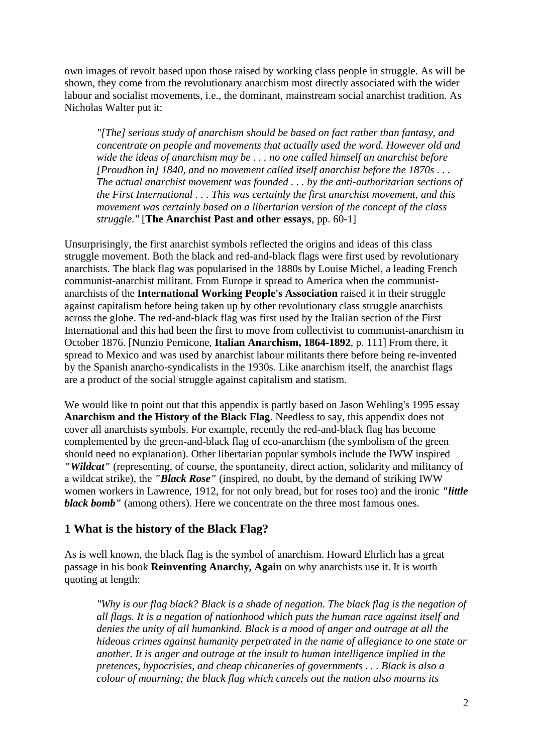own images of revolt based upon those raised by working class people in struggle. As will be shown, they come from the revolutionary anarchism most directly associated with the wider labour and socialist movements, i.e., the dominant, mainstream social anarchist tradition. As Nicholas Walter put it:

> *"[The] serious study of anarchism should be based on fact rather than fantasy, and concentrate on people and movements that actually used the word. However old and wide the ideas of anarchism may be . . . no one called himself an anarchist before [Proudhon in] 1840, and no movement called itself anarchist before the 1870s . . . The actual anarchist movement was founded . . . by the anti-authoritarian sections of the First International . . . This was certainly the first anarchist movement, and this movement was certainly based on a libertarian version of the concept of the class struggle."* [**The Anarchist Past and other essays**, pp. 60-1]

Unsurprisingly, the first anarchist symbols reflected the origins and ideas of this class struggle movement. Both the black and red-and-black flags were first used by revolutionary anarchists. The black flag was popularised in the 1880s by Louise Michel, a leading French communist-anarchist militant. From Europe it spread to America when the communist-anarchists of the **International Working People's Association** raised it in their struggle against capitalism before being taken up by other revolutionary class struggle anarchists across the globe. The red-and-black flag was first used by the Italian section of the First International and this had been the first to move from collectivist to communist-anarchism in October 1876. [Nunzio Pernicone, **Italian Anarchism, 1864-1892**, p. 111] From there, it spread to Mexico and was used by anarchist labour militants there before being re-invented by the Spanish anarcho-syndicalists in the 1930s. Like anarchism itself, the anarchist flags are a product of the social struggle against capitalism and statism.

We would like to point out that this appendix is partly based on Jason Wehling's 1995 essay **Anarchism and the History of the Black Flag**. Needless to say, this appendix does not cover all anarchists symbols. For example, recently the red-and-black flag has become complemented by the green-and-black flag of eco-anarchism (the symbolism of the green should need no explanation). Other libertarian popular symbols include the IWW inspired ***"Wildcat"*** (representing, of course, the spontaneity, direct action, solidarity and militancy of a wildcat strike), the ***"Black Rose"*** (inspired, no doubt, by the demand of striking IWW women workers in Lawrence, 1912, for not only bread, but for roses too) and the ironic ***"little black bomb"*** (among others). Here we concentrate on the three most famous ones.

## 1 What is the history of the Black Flag?

As is well known, the black flag is the symbol of anarchism. Howard Ehrlich has a great passage in his book **Reinventing Anarchy, Again** on why anarchists use it. It is worth quoting at length:

> *"Why is our flag black? Black is a shade of negation. The black flag is the negation of all flags. It is a negation of nationhood which puts the human race against itself and denies the unity of all humankind. Black is a mood of anger and outrage at all the hideous crimes against humanity perpetrated in the name of allegiance to one state or another. It is anger and outrage at the insult to human intelligence implied in the pretences, hypocrisies, and cheap chicaneries of governments . . . Black is also a colour of mourning; the black flag which cancels out the nation also mourns its*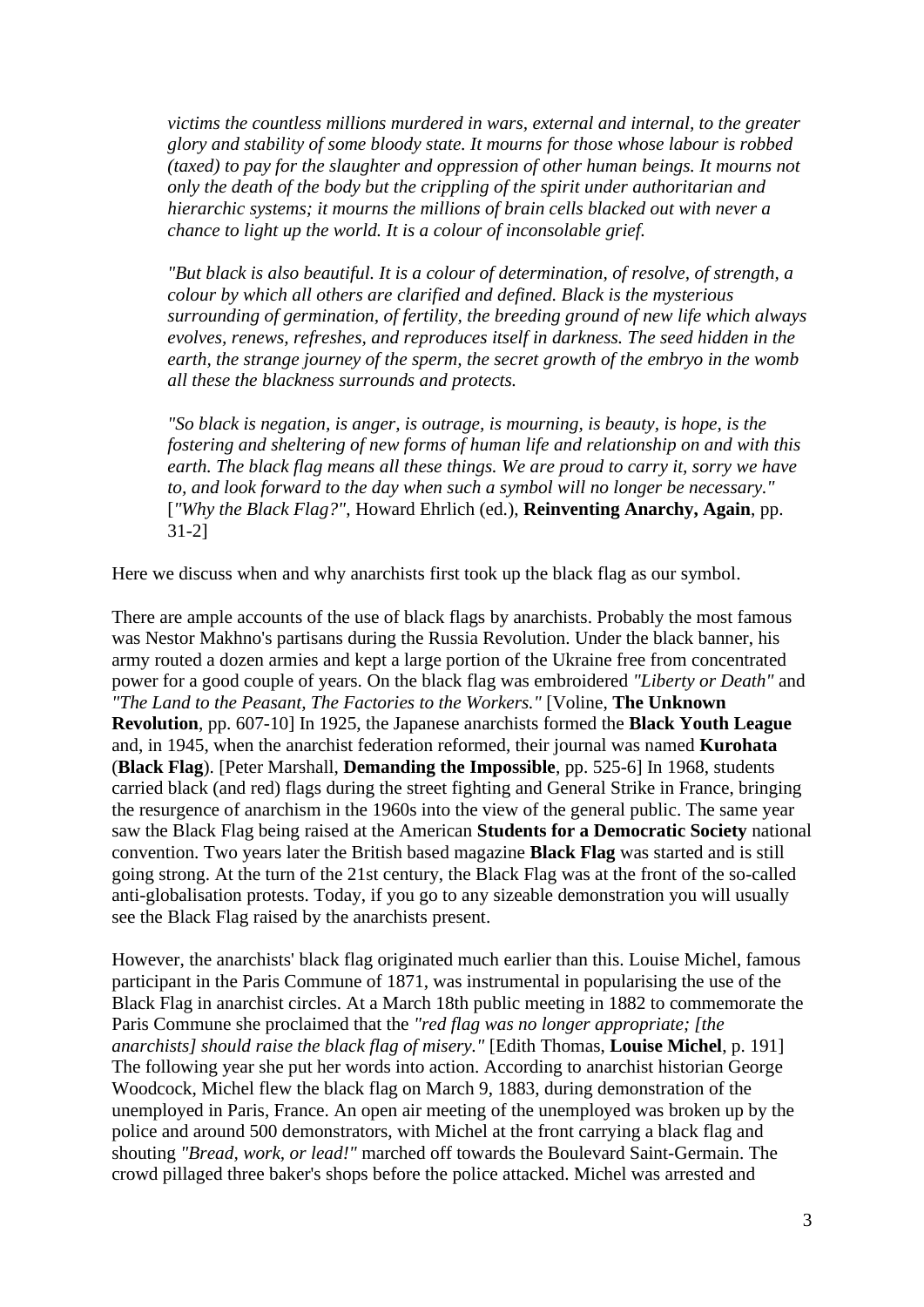*victims the countless millions murdered in wars, external and internal, to the greater glory and stability of some bloody state. It mourns for those whose labour is robbed (taxed) to pay for the slaughter and oppression of other human beings. It mourns not only the death of the body but the crippling of the spirit under authoritarian and hierarchic systems; it mourns the millions of brain cells blacked out with never a chance to light up the world. It is a colour of inconsolable grief.*

*"But black is also beautiful. It is a colour of determination, of resolve, of strength, a colour by which all others are clarified and defined. Black is the mysterious surrounding of germination, of fertility, the breeding ground of new life which always evolves, renews, refreshes, and reproduces itself in darkness. The seed hidden in the earth, the strange journey of the sperm, the secret growth of the embryo in the womb all these the blackness surrounds and protects.*

*"So black is negation, is anger, is outrage, is mourning, is beauty, is hope, is the fostering and sheltering of new forms of human life and relationship on and with this earth. The black flag means all these things. We are proud to carry it, sorry we have to, and look forward to the day when such a symbol will no longer be necessary."* [*"Why the Black Flag?"*, Howard Ehrlich (ed.), **Reinventing Anarchy, Again**, pp. 31-2]

Here we discuss when and why anarchists first took up the black flag as our symbol.

There are ample accounts of the use of black flags by anarchists. Probably the most famous was Nestor Makhno's partisans during the Russia Revolution. Under the black banner, his army routed a dozen armies and kept a large portion of the Ukraine free from concentrated power for a good couple of years. On the black flag was embroidered *"Liberty or Death"* and *"The Land to the Peasant, The Factories to the Workers."* [Voline, **The Unknown Revolution**, pp. 607-10] In 1925, the Japanese anarchists formed the **Black Youth League** and, in 1945, when the anarchist federation reformed, their journal was named **Kurohata** (**Black Flag**). [Peter Marshall, **Demanding the Impossible**, pp. 525-6] In 1968, students carried black (and red) flags during the street fighting and General Strike in France, bringing the resurgence of anarchism in the 1960s into the view of the general public. The same year saw the Black Flag being raised at the American **Students for a Democratic Society** national convention. Two years later the British based magazine **Black Flag** was started and is still going strong. At the turn of the 21st century, the Black Flag was at the front of the so-called anti-globalisation protests. Today, if you go to any sizeable demonstration you will usually see the Black Flag raised by the anarchists present.

However, the anarchists' black flag originated much earlier than this. Louise Michel, famous participant in the Paris Commune of 1871, was instrumental in popularising the use of the Black Flag in anarchist circles. At a March 18th public meeting in 1882 to commemorate the Paris Commune she proclaimed that the *"red flag was no longer appropriate; [the anarchists] should raise the black flag of misery."* [Edith Thomas, **Louise Michel**, p. 191] The following year she put her words into action. According to anarchist historian George Woodcock, Michel flew the black flag on March 9, 1883, during demonstration of the unemployed in Paris, France. An open air meeting of the unemployed was broken up by the police and around 500 demonstrators, with Michel at the front carrying a black flag and shouting *"Bread, work, or lead!"* marched off towards the Boulevard Saint-Germain. The crowd pillaged three baker's shops before the police attacked. Michel was arrested and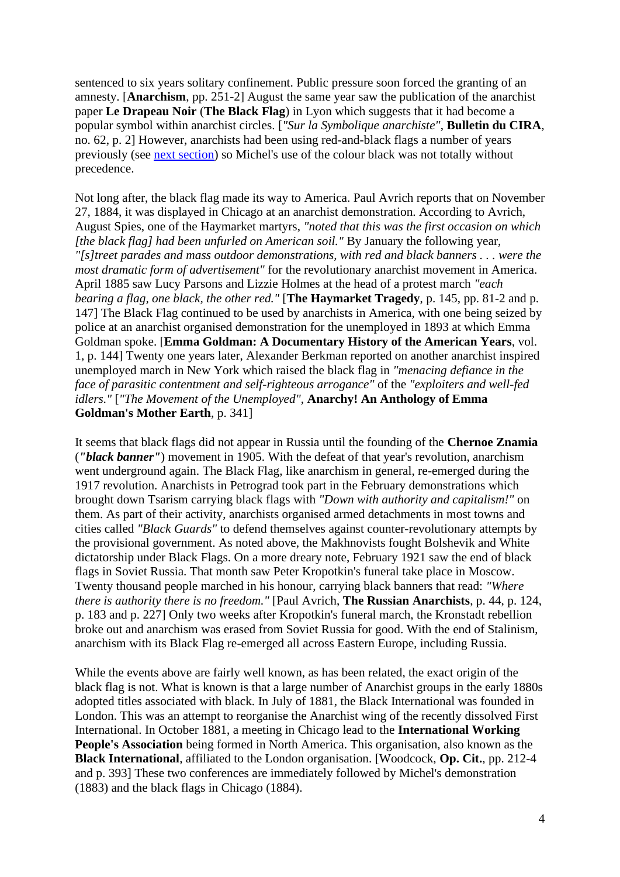sentenced to six years solitary confinement. Public pressure soon forced the granting of an amnesty. [**Anarchism**, pp. 251-2] August the same year saw the publication of the anarchist paper **Le Drapeau Noir** (**The Black Flag**) in Lyon which suggests that it had become a popular symbol within anarchist circles. [*"Sur la Symbolique anarchiste"*, **Bulletin du CIRA**, no. 62, p. 2] However, anarchists had been using red-and-black flags a number of years previously (see [next section]) so Michel's use of the colour black was not totally without precedence.

Not long after, the black flag made its way to America. Paul Avrich reports that on November 27, 1884, it was displayed in Chicago at an anarchist demonstration. According to Avrich, August Spies, one of the Haymarket martyrs, *"noted that this was the first occasion on which [the black flag] had been unfurled on American soil."* By January the following year, *"[s]treet parades and mass outdoor demonstrations, with red and black banners . . . were the most dramatic form of advertisement"* for the revolutionary anarchist movement in America. April 1885 saw Lucy Parsons and Lizzie Holmes at the head of a protest march *"each bearing a flag, one black, the other red."* [**The Haymarket Tragedy**, p. 145, pp. 81-2 and p. 147] The Black Flag continued to be used by anarchists in America, with one being seized by police at an anarchist organised demonstration for the unemployed in 1893 at which Emma Goldman spoke. [**Emma Goldman: A Documentary History of the American Years**, vol. 1, p. 144] Twenty one years later, Alexander Berkman reported on another anarchist inspired unemployed march in New York which raised the black flag in *"menacing defiance in the face of parasitic contentment and self-righteous arrogance"* of the *"exploiters and well-fed idlers."* [*"The Movement of the Unemployed"*, **Anarchy! An Anthology of Emma Goldman's Mother Earth**, p. 341]

It seems that black flags did not appear in Russia until the founding of the **Chernoe Znamia** (***"black banner"***) movement in 1905. With the defeat of that year's revolution, anarchism went underground again. The Black Flag, like anarchism in general, re-emerged during the 1917 revolution. Anarchists in Petrograd took part in the February demonstrations which brought down Tsarism carrying black flags with *"Down with authority and capitalism!"* on them. As part of their activity, anarchists organised armed detachments in most towns and cities called *"Black Guards"* to defend themselves against counter-revolutionary attempts by the provisional government. As noted above, the Makhnovists fought Bolshevik and White dictatorship under Black Flags. On a more dreary note, February 1921 saw the end of black flags in Soviet Russia. That month saw Peter Kropotkin's funeral take place in Moscow. Twenty thousand people marched in his honour, carrying black banners that read: *"Where there is authority there is no freedom."* [Paul Avrich, **The Russian Anarchists**, p. 44, p. 124, p. 183 and p. 227] Only two weeks after Kropotkin's funeral march, the Kronstadt rebellion broke out and anarchism was erased from Soviet Russia for good. With the end of Stalinism, anarchism with its Black Flag re-emerged all across Eastern Europe, including Russia.

While the events above are fairly well known, as has been related, the exact origin of the black flag is not. What is known is that a large number of Anarchist groups in the early 1880s adopted titles associated with black. In July of 1881, the Black International was founded in London. This was an attempt to reorganise the Anarchist wing of the recently dissolved First International. In October 1881, a meeting in Chicago lead to the **International Working People's Association** being formed in North America. This organisation, also known as the **Black International**, affiliated to the London organisation. [Woodcock, **Op. Cit.**, pp. 212-4 and p. 393] These two conferences are immediately followed by Michel's demonstration (1883) and the black flags in Chicago (1884).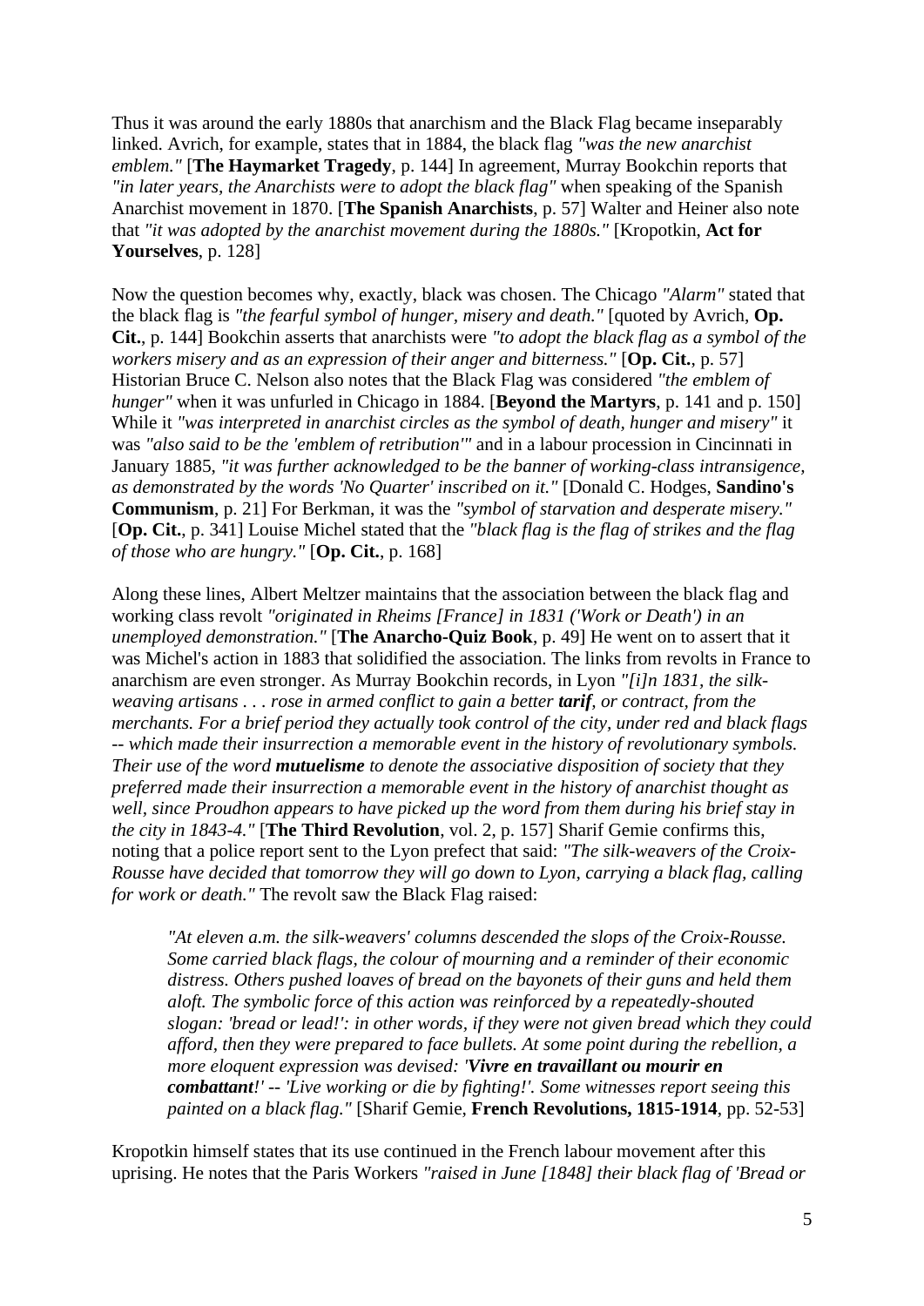Thus it was around the early 1880s that anarchism and the Black Flag became inseparably linked. Avrich, for example, states that in 1884, the black flag *"was the new anarchist emblem."* [**The Haymarket Tragedy**, p. 144] In agreement, Murray Bookchin reports that *"in later years, the Anarchists were to adopt the black flag"* when speaking of the Spanish Anarchist movement in 1870. [**The Spanish Anarchists**, p. 57] Walter and Heiner also note that *"it was adopted by the anarchist movement during the 1880s."* [Kropotkin, **Act for Yourselves**, p. 128]

Now the question becomes why, exactly, black was chosen. The Chicago *"Alarm"* stated that the black flag is *"the fearful symbol of hunger, misery and death."* [quoted by Avrich, **Op. Cit.**, p. 144] Bookchin asserts that anarchists were *"to adopt the black flag as a symbol of the workers misery and as an expression of their anger and bitterness."* [**Op. Cit.**, p. 57] Historian Bruce C. Nelson also notes that the Black Flag was considered *"the emblem of hunger"* when it was unfurled in Chicago in 1884. [**Beyond the Martyrs**, p. 141 and p. 150] While it *"was interpreted in anarchist circles as the symbol of death, hunger and misery"* it was *"also said to be the 'emblem of retribution'"* and in a labour procession in Cincinnati in January 1885, *"it was further acknowledged to be the banner of working-class intransigence, as demonstrated by the words 'No Quarter' inscribed on it."* [Donald C. Hodges, **Sandino's Communism**, p. 21] For Berkman, it was the *"symbol of starvation and desperate misery."* [**Op. Cit.**, p. 341] Louise Michel stated that the *"black flag is the flag of strikes and the flag of those who are hungry."* [**Op. Cit.**, p. 168]

Along these lines, Albert Meltzer maintains that the association between the black flag and working class revolt *"originated in Rheims [France] in 1831 ('Work or Death') in an unemployed demonstration."* [**The Anarcho-Quiz Book**, p. 49] He went on to assert that it was Michel's action in 1883 that solidified the association. The links from revolts in France to anarchism are even stronger. As Murray Bookchin records, in Lyon *"[i]n 1831, the silk-weaving artisans . . . rose in armed conflict to gain a better **tarif**, or contract, from the merchants. For a brief period they actually took control of the city, under red and black flags -- which made their insurrection a memorable event in the history of revolutionary symbols. Their use of the word **mutuelisme** to denote the associative disposition of society that they preferred made their insurrection a memorable event in the history of anarchist thought as well, since Proudhon appears to have picked up the word from them during his brief stay in the city in 1843-4."* [**The Third Revolution**, vol. 2, p. 157] Sharif Gemie confirms this, noting that a police report sent to the Lyon prefect that said: *"The silk-weavers of the Croix-Rousse have decided that tomorrow they will go down to Lyon, carrying a black flag, calling for work or death."* The revolt saw the Black Flag raised:

> *"At eleven a.m. the silk-weavers' columns descended the slops of the Croix-Rousse. Some carried black flags, the colour of mourning and a reminder of their economic distress. Others pushed loaves of bread on the bayonets of their guns and held them aloft. The symbolic force of this action was reinforced by a repeatedly-shouted slogan: 'bread or lead!': in other words, if they were not given bread which they could afford, then they were prepared to face bullets. At some point during the rebellion, a more eloquent expression was devised: '**Vivre en travaillant ou mourir en combattant**!' -- 'Live working or die by fighting!'. Some witnesses report seeing this painted on a black flag."* [Sharif Gemie, **French Revolutions, 1815-1914**, pp. 52-53]

Kropotkin himself states that its use continued in the French labour movement after this uprising. He notes that the Paris Workers *"raised in June [1848] their black flag of 'Bread or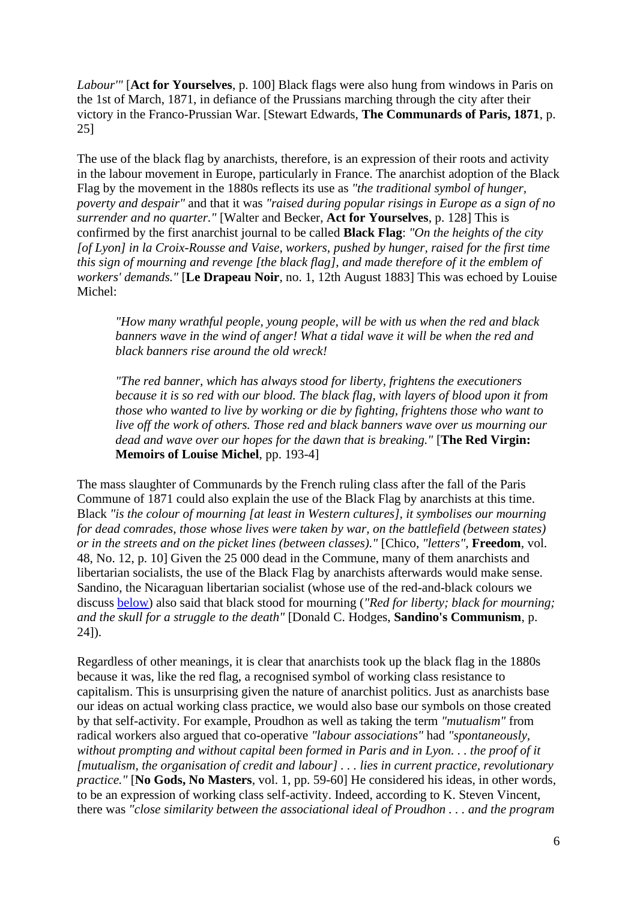*Labour'"* [**Act for Yourselves**, p. 100] Black flags were also hung from windows in Paris on the 1st of March, 1871, in defiance of the Prussians marching through the city after their victory in the Franco-Prussian War. [Stewart Edwards, **The Communards of Paris, 1871**, p. 25]

The use of the black flag by anarchists, therefore, is an expression of their roots and activity in the labour movement in Europe, particularly in France. The anarchist adoption of the Black Flag by the movement in the 1880s reflects its use as *"the traditional symbol of hunger, poverty and despair"* and that it was *"raised during popular risings in Europe as a sign of no surrender and no quarter."* [Walter and Becker, **Act for Yourselves**, p. 128] This is confirmed by the first anarchist journal to be called **Black Flag**: *"On the heights of the city [of Lyon] in la Croix-Rousse and Vaise, workers, pushed by hunger, raised for the first time this sign of mourning and revenge [the black flag], and made therefore of it the emblem of workers' demands."* [**Le Drapeau Noir**, no. 1, 12th August 1883] This was echoed by Louise Michel:

> *"How many wrathful people, young people, will be with us when the red and black banners wave in the wind of anger! What a tidal wave it will be when the red and black banners rise around the old wreck!*
>
> *"The red banner, which has always stood for liberty, frightens the executioners because it is so red with our blood. The black flag, with layers of blood upon it from those who wanted to live by working or die by fighting, frightens those who want to live off the work of others. Those red and black banners wave over us mourning our dead and wave over our hopes for the dawn that is breaking."* [**The Red Virgin: Memoirs of Louise Michel**, pp. 193-4]

The mass slaughter of Communards by the French ruling class after the fall of the Paris Commune of 1871 could also explain the use of the Black Flag by anarchists at this time. Black *"is the colour of mourning [at least in Western cultures], it symbolises our mourning for dead comrades, those whose lives were taken by war, on the battlefield (between states) or in the streets and on the picket lines (between classes)."* [Chico, *"letters"*, **Freedom**, vol. 48, No. 12, p. 10] Given the 25 000 dead in the Commune, many of them anarchists and libertarian socialists, the use of the Black Flag by anarchists afterwards would make sense. Sandino, the Nicaraguan libertarian socialist (whose use of the red-and-black colours we discuss below) also said that black stood for mourning (*"Red for liberty; black for mourning; and the skull for a struggle to the death"* [Donald C. Hodges, **Sandino's Communism**, p. 24]).

Regardless of other meanings, it is clear that anarchists took up the black flag in the 1880s because it was, like the red flag, a recognised symbol of working class resistance to capitalism. This is unsurprising given the nature of anarchist politics. Just as anarchists base our ideas on actual working class practice, we would also base our symbols on those created by that self-activity. For example, Proudhon as well as taking the term *"mutualism"* from radical workers also argued that co-operative *"labour associations"* had *"spontaneously, without prompting and without capital been formed in Paris and in Lyon. . . the proof of it [mutualism, the organisation of credit and labour] . . . lies in current practice, revolutionary practice."* [**No Gods, No Masters**, vol. 1, pp. 59-60] He considered his ideas, in other words, to be an expression of working class self-activity. Indeed, according to K. Steven Vincent, there was *"close similarity between the associational ideal of Proudhon . . . and the program*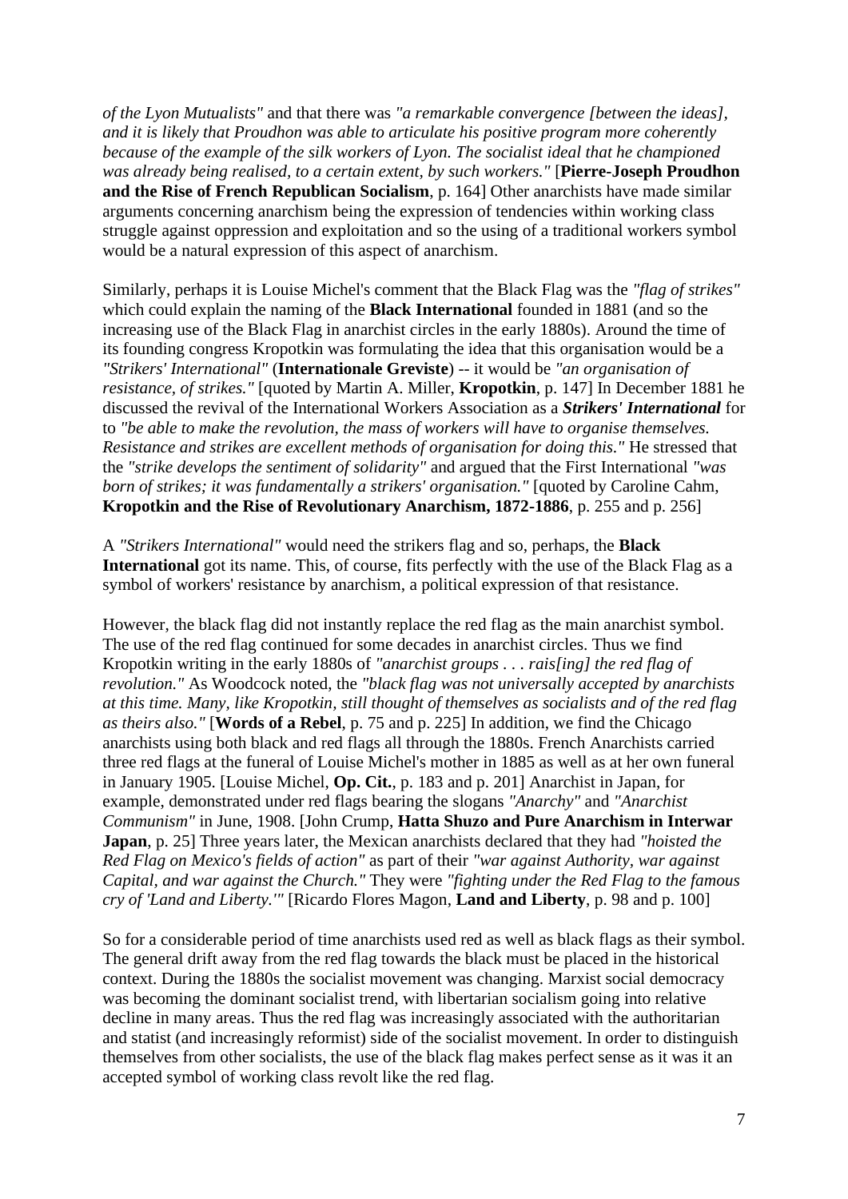*of the Lyon Mutualists"* and that there was *"a remarkable convergence [between the ideas], and it is likely that Proudhon was able to articulate his positive program more coherently because of the example of the silk workers of Lyon. The socialist ideal that he championed was already being realised, to a certain extent, by such workers."* [**Pierre-Joseph Proudhon and the Rise of French Republican Socialism**, p. 164] Other anarchists have made similar arguments concerning anarchism being the expression of tendencies within working class struggle against oppression and exploitation and so the using of a traditional workers symbol would be a natural expression of this aspect of anarchism.

Similarly, perhaps it is Louise Michel's comment that the Black Flag was the *"flag of strikes"* which could explain the naming of the **Black International** founded in 1881 (and so the increasing use of the Black Flag in anarchist circles in the early 1880s). Around the time of its founding congress Kropotkin was formulating the idea that this organisation would be a *"Strikers' International"* (**Internationale Greviste**) -- it would be *"an organisation of resistance, of strikes."* [quoted by Martin A. Miller, **Kropotkin**, p. 147] In December 1881 he discussed the revival of the International Workers Association as a ***Strikers' International*** for to *"be able to make the revolution, the mass of workers will have to organise themselves. Resistance and strikes are excellent methods of organisation for doing this."* He stressed that the *"strike develops the sentiment of solidarity"* and argued that the First International *"was born of strikes; it was fundamentally a strikers' organisation."* [quoted by Caroline Cahm, **Kropotkin and the Rise of Revolutionary Anarchism, 1872-1886**, p. 255 and p. 256]

A *"Strikers International"* would need the strikers flag and so, perhaps, the **Black International** got its name. This, of course, fits perfectly with the use of the Black Flag as a symbol of workers' resistance by anarchism, a political expression of that resistance.

However, the black flag did not instantly replace the red flag as the main anarchist symbol. The use of the red flag continued for some decades in anarchist circles. Thus we find Kropotkin writing in the early 1880s of *"anarchist groups . . . rais[ing] the red flag of revolution."* As Woodcock noted, the *"black flag was not universally accepted by anarchists at this time. Many, like Kropotkin, still thought of themselves as socialists and of the red flag as theirs also."* [**Words of a Rebel**, p. 75 and p. 225] In addition, we find the Chicago anarchists using both black and red flags all through the 1880s. French Anarchists carried three red flags at the funeral of Louise Michel's mother in 1885 as well as at her own funeral in January 1905. [Louise Michel, **Op. Cit.**, p. 183 and p. 201] Anarchist in Japan, for example, demonstrated under red flags bearing the slogans *"Anarchy"* and *"Anarchist Communism"* in June, 1908. [John Crump, **Hatta Shuzo and Pure Anarchism in Interwar Japan**, p. 25] Three years later, the Mexican anarchists declared that they had *"hoisted the Red Flag on Mexico's fields of action"* as part of their *"war against Authority, war against Capital, and war against the Church."* They were *"fighting under the Red Flag to the famous cry of 'Land and Liberty.'"* [Ricardo Flores Magon, **Land and Liberty**, p. 98 and p. 100]

So for a considerable period of time anarchists used red as well as black flags as their symbol. The general drift away from the red flag towards the black must be placed in the historical context. During the 1880s the socialist movement was changing. Marxist social democracy was becoming the dominant socialist trend, with libertarian socialism going into relative decline in many areas. Thus the red flag was increasingly associated with the authoritarian and statist (and increasingly reformist) side of the socialist movement. In order to distinguish themselves from other socialists, the use of the black flag makes perfect sense as it was it an accepted symbol of working class revolt like the red flag.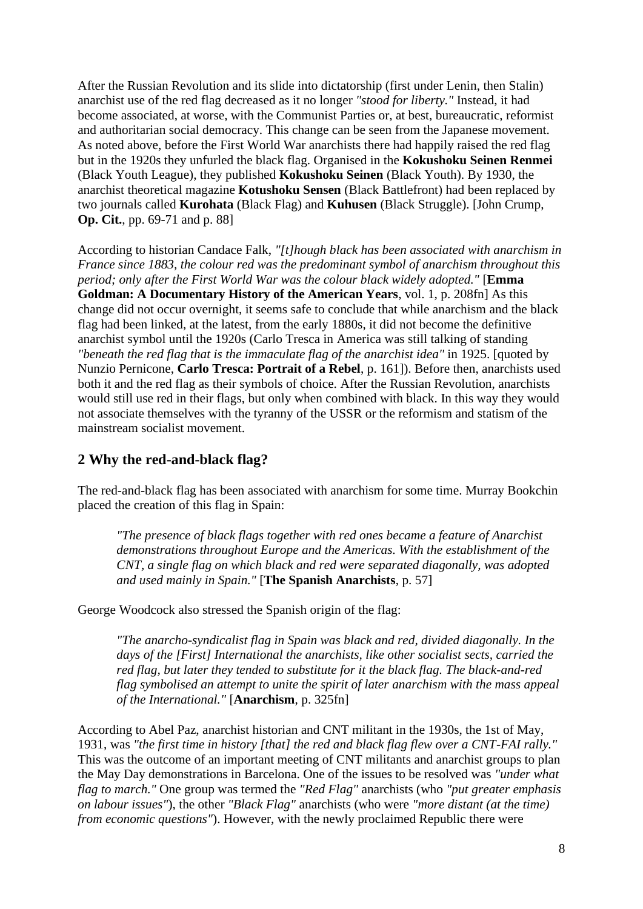After the Russian Revolution and its slide into dictatorship (first under Lenin, then Stalin) anarchist use of the red flag decreased as it no longer *"stood for liberty."* Instead, it had become associated, at worse, with the Communist Parties or, at best, bureaucratic, reformist and authoritarian social democracy. This change can be seen from the Japanese movement. As noted above, before the First World War anarchists there had happily raised the red flag but in the 1920s they unfurled the black flag. Organised in the **Kokushoku Seinen Renmei** (Black Youth League), they published **Kokushoku Seinen** (Black Youth). By 1930, the anarchist theoretical magazine **Kotushoku Sensen** (Black Battlefront) had been replaced by two journals called **Kurohata** (Black Flag) and **Kuhusen** (Black Struggle). [John Crump, **Op. Cit.**, pp. 69-71 and p. 88]

According to historian Candace Falk, *"[t]hough black has been associated with anarchism in France since 1883, the colour red was the predominant symbol of anarchism throughout this period; only after the First World War was the colour black widely adopted."* [**Emma Goldman: A Documentary History of the American Years**, vol. 1, p. 208fn] As this change did not occur overnight, it seems safe to conclude that while anarchism and the black flag had been linked, at the latest, from the early 1880s, it did not become the definitive anarchist symbol until the 1920s (Carlo Tresca in America was still talking of standing *"beneath the red flag that is the immaculate flag of the anarchist idea"* in 1925. [quoted by Nunzio Pernicone, **Carlo Tresca: Portrait of a Rebel**, p. 161]). Before then, anarchists used both it and the red flag as their symbols of choice. After the Russian Revolution, anarchists would still use red in their flags, but only when combined with black. In this way they would not associate themselves with the tyranny of the USSR or the reformism and statism of the mainstream socialist movement.

## 2 Why the red-and-black flag?

The red-and-black flag has been associated with anarchism for some time. Murray Bookchin placed the creation of this flag in Spain:

> *"The presence of black flags together with red ones became a feature of Anarchist demonstrations throughout Europe and the Americas. With the establishment of the CNT, a single flag on which black and red were separated diagonally, was adopted and used mainly in Spain."* [**The Spanish Anarchists**, p. 57]

George Woodcock also stressed the Spanish origin of the flag:

> *"The anarcho-syndicalist flag in Spain was black and red, divided diagonally. In the days of the [First] International the anarchists, like other socialist sects, carried the red flag, but later they tended to substitute for it the black flag. The black-and-red flag symbolised an attempt to unite the spirit of later anarchism with the mass appeal of the International."* [**Anarchism**, p. 325fn]

According to Abel Paz, anarchist historian and CNT militant in the 1930s, the 1st of May, 1931, was *"the first time in history [that] the red and black flag flew over a CNT-FAI rally."* This was the outcome of an important meeting of CNT militants and anarchist groups to plan the May Day demonstrations in Barcelona. One of the issues to be resolved was *"under what flag to march."* One group was termed the *"Red Flag"* anarchists (who *"put greater emphasis on labour issues"*), the other *"Black Flag"* anarchists (who were *"more distant (at the time) from economic questions"*). However, with the newly proclaimed Republic there were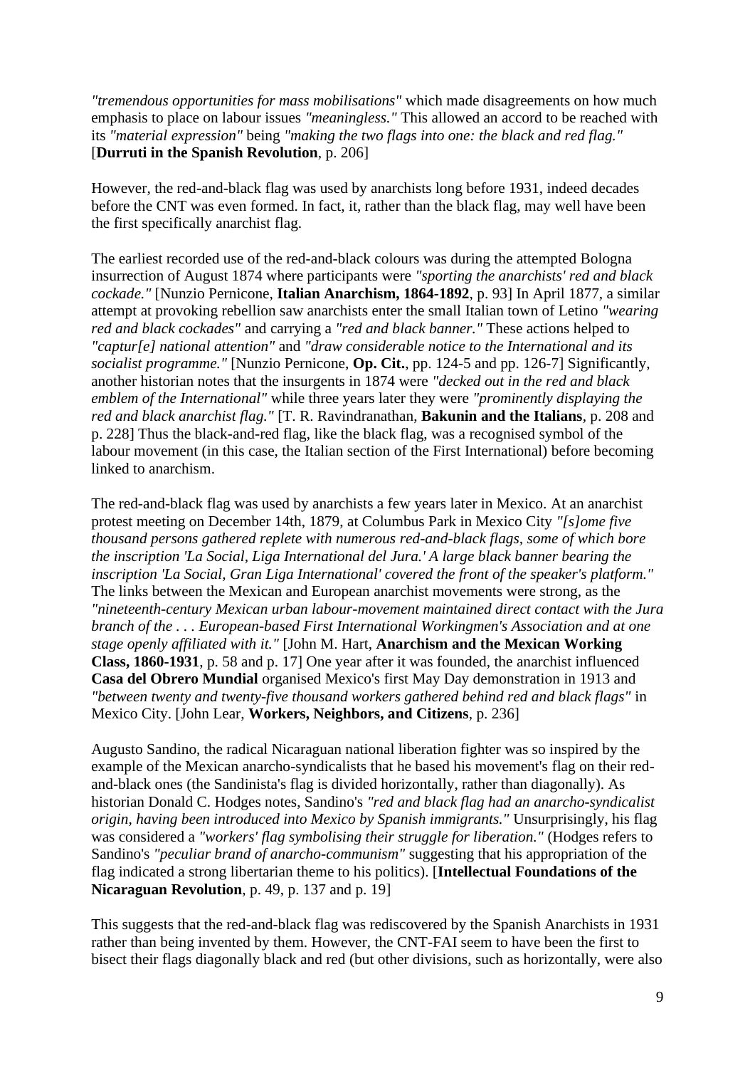*"tremendous opportunities for mass mobilisations"* which made disagreements on how much emphasis to place on labour issues *"meaningless."* This allowed an accord to be reached with its *"material expression"* being *"making the two flags into one: the black and red flag."* [**Durruti in the Spanish Revolution**, p. 206]

However, the red-and-black flag was used by anarchists long before 1931, indeed decades before the CNT was even formed. In fact, it, rather than the black flag, may well have been the first specifically anarchist flag.

The earliest recorded use of the red-and-black colours was during the attempted Bologna insurrection of August 1874 where participants were *"sporting the anarchists' red and black cockade."* [Nunzio Pernicone, **Italian Anarchism, 1864-1892**, p. 93] In April 1877, a similar attempt at provoking rebellion saw anarchists enter the small Italian town of Letino *"wearing red and black cockades"* and carrying a *"red and black banner."* These actions helped to *"captur[e] national attention"* and *"draw considerable notice to the International and its socialist programme."* [Nunzio Pernicone, **Op. Cit.**, pp. 124-5 and pp. 126-7] Significantly, another historian notes that the insurgents in 1874 were *"decked out in the red and black emblem of the International"* while three years later they were *"prominently displaying the red and black anarchist flag."* [T. R. Ravindranathan, **Bakunin and the Italians**, p. 208 and p. 228] Thus the black-and-red flag, like the black flag, was a recognised symbol of the labour movement (in this case, the Italian section of the First International) before becoming linked to anarchism.

The red-and-black flag was used by anarchists a few years later in Mexico. At an anarchist protest meeting on December 14th, 1879, at Columbus Park in Mexico City *"[s]ome five thousand persons gathered replete with numerous red-and-black flags, some of which bore the inscription 'La Social, Liga International del Jura.' A large black banner bearing the inscription 'La Social, Gran Liga International' covered the front of the speaker's platform."* The links between the Mexican and European anarchist movements were strong, as the *"nineteenth-century Mexican urban labour-movement maintained direct contact with the Jura branch of the . . . European-based First International Workingmen's Association and at one stage openly affiliated with it."* [John M. Hart, **Anarchism and the Mexican Working Class, 1860-1931**, p. 58 and p. 17] One year after it was founded, the anarchist influenced **Casa del Obrero Mundial** organised Mexico's first May Day demonstration in 1913 and *"between twenty and twenty-five thousand workers gathered behind red and black flags"* in Mexico City. [John Lear, **Workers, Neighbors, and Citizens**, p. 236]

Augusto Sandino, the radical Nicaraguan national liberation fighter was so inspired by the example of the Mexican anarcho-syndicalists that he based his movement's flag on their red-and-black ones (the Sandinista's flag is divided horizontally, rather than diagonally). As historian Donald C. Hodges notes, Sandino's *"red and black flag had an anarcho-syndicalist origin, having been introduced into Mexico by Spanish immigrants."* Unsurprisingly, his flag was considered a *"workers' flag symbolising their struggle for liberation."* (Hodges refers to Sandino's *"peculiar brand of anarcho-communism"* suggesting that his appropriation of the flag indicated a strong libertarian theme to his politics). [**Intellectual Foundations of the Nicaraguan Revolution**, p. 49, p. 137 and p. 19]

This suggests that the red-and-black flag was rediscovered by the Spanish Anarchists in 1931 rather than being invented by them. However, the CNT-FAI seem to have been the first to bisect their flags diagonally black and red (but other divisions, such as horizontally, were also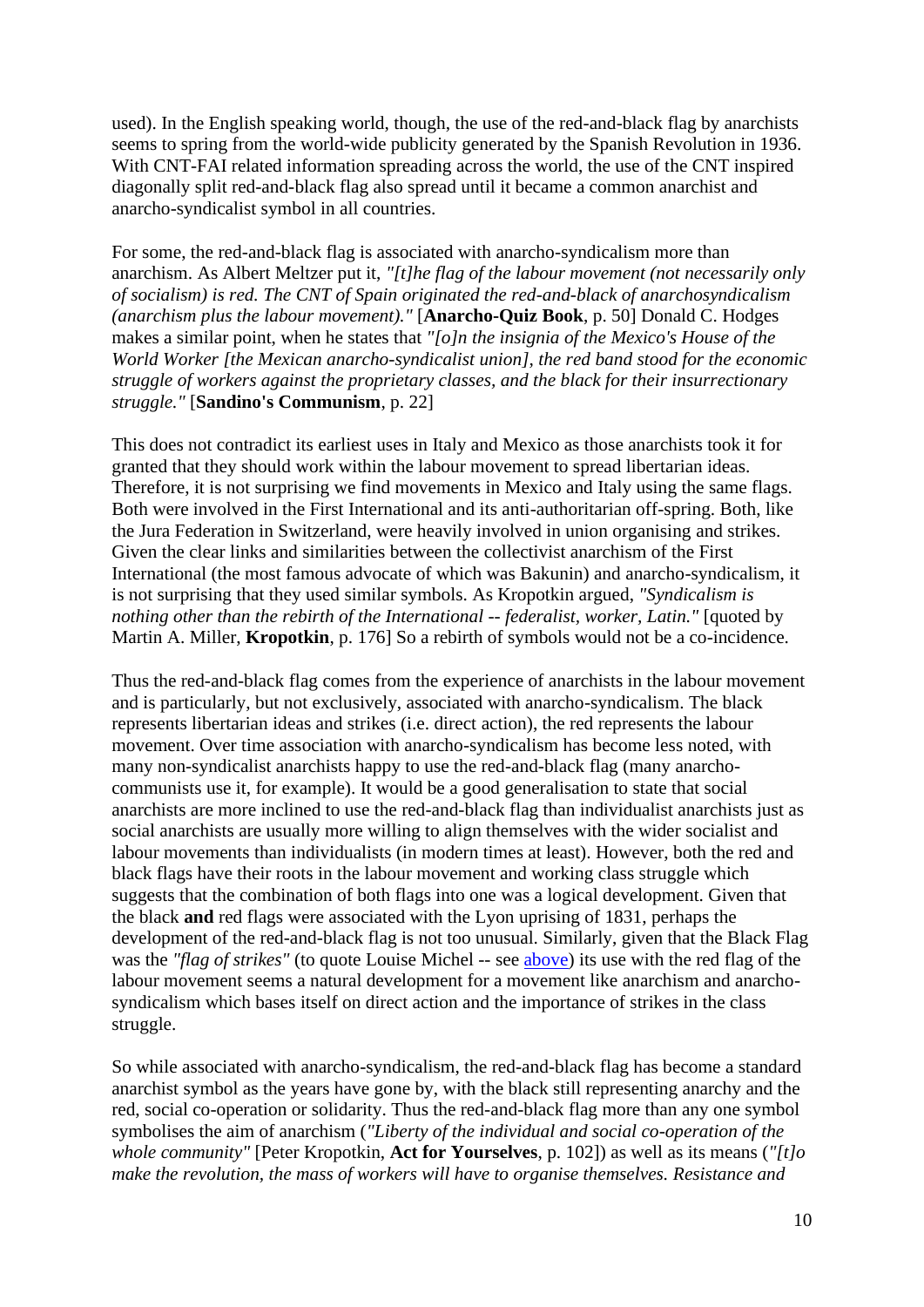used). In the English speaking world, though, the use of the red-and-black flag by anarchists seems to spring from the world-wide publicity generated by the Spanish Revolution in 1936. With CNT-FAI related information spreading across the world, the use of the CNT inspired diagonally split red-and-black flag also spread until it became a common anarchist and anarcho-syndicalist symbol in all countries.

For some, the red-and-black flag is associated with anarcho-syndicalism more than anarchism. As Albert Meltzer put it, *"[t]he flag of the labour movement (not necessarily only of socialism) is red. The CNT of Spain originated the red-and-black of anarchosyndicalism (anarchism plus the labour movement)."* [**Anarcho-Quiz Book**, p. 50] Donald C. Hodges makes a similar point, when he states that *"[o]n the insignia of the Mexico's House of the World Worker [the Mexican anarcho-syndicalist union], the red band stood for the economic struggle of workers against the proprietary classes, and the black for their insurrectionary struggle."* [**Sandino's Communism**, p. 22]

This does not contradict its earliest uses in Italy and Mexico as those anarchists took it for granted that they should work within the labour movement to spread libertarian ideas. Therefore, it is not surprising we find movements in Mexico and Italy using the same flags. Both were involved in the First International and its anti-authoritarian off-spring. Both, like the Jura Federation in Switzerland, were heavily involved in union organising and strikes. Given the clear links and similarities between the collectivist anarchism of the First International (the most famous advocate of which was Bakunin) and anarcho-syndicalism, it is not surprising that they used similar symbols. As Kropotkin argued, *"Syndicalism is nothing other than the rebirth of the International -- federalist, worker, Latin."* [quoted by Martin A. Miller, **Kropotkin**, p. 176] So a rebirth of symbols would not be a co-incidence.

Thus the red-and-black flag comes from the experience of anarchists in the labour movement and is particularly, but not exclusively, associated with anarcho-syndicalism. The black represents libertarian ideas and strikes (i.e. direct action), the red represents the labour movement. Over time association with anarcho-syndicalism has become less noted, with many non-syndicalist anarchists happy to use the red-and-black flag (many anarcho-communists use it, for example). It would be a good generalisation to state that social anarchists are more inclined to use the red-and-black flag than individualist anarchists just as social anarchists are usually more willing to align themselves with the wider socialist and labour movements than individualists (in modern times at least). However, both the red and black flags have their roots in the labour movement and working class struggle which suggests that the combination of both flags into one was a logical development. Given that the black **and** red flags were associated with the Lyon uprising of 1831, perhaps the development of the red-and-black flag is not too unusual. Similarly, given that the Black Flag was the *"flag of strikes"* (to quote Louise Michel -- see above) its use with the red flag of the labour movement seems a natural development for a movement like anarchism and anarcho-syndicalism which bases itself on direct action and the importance of strikes in the class struggle.

So while associated with anarcho-syndicalism, the red-and-black flag has become a standard anarchist symbol as the years have gone by, with the black still representing anarchy and the red, social co-operation or solidarity. Thus the red-and-black flag more than any one symbol symbolises the aim of anarchism (*"Liberty of the individual and social co-operation of the whole community"* [Peter Kropotkin, **Act for Yourselves**, p. 102]) as well as its means (*"[t]o make the revolution, the mass of workers will have to organise themselves. Resistance and*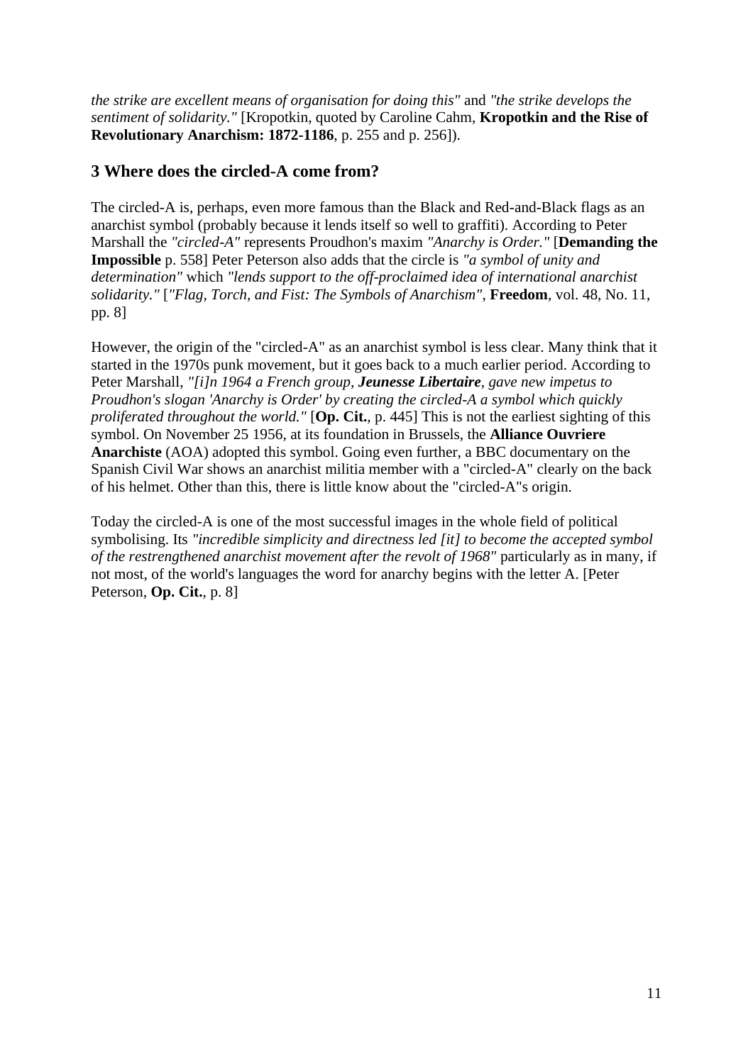*the strike are excellent means of organisation for doing this"* and *"the strike develops the sentiment of solidarity."* [Kropotkin, quoted by Caroline Cahm, **Kropotkin and the Rise of Revolutionary Anarchism: 1872-1186**, p. 255 and p. 256]).

## 3 Where does the circled-A come from?

The circled-A is, perhaps, even more famous than the Black and Red-and-Black flags as an anarchist symbol (probably because it lends itself so well to graffiti). According to Peter Marshall the *"circled-A"* represents Proudhon's maxim *"Anarchy is Order."* [**Demanding the Impossible** p. 558] Peter Peterson also adds that the circle is *"a symbol of unity and determination"* which *"lends support to the off-proclaimed idea of international anarchist solidarity."* [*"Flag, Torch, and Fist: The Symbols of Anarchism"*, **Freedom**, vol. 48, No. 11, pp. 8]

However, the origin of the "circled-A" as an anarchist symbol is less clear. Many think that it started in the 1970s punk movement, but it goes back to a much earlier period. According to Peter Marshall, *"[i]n 1964 a French group, **Jeunesse Libertaire**, gave new impetus to Proudhon's slogan 'Anarchy is Order' by creating the circled-A a symbol which quickly proliferated throughout the world."* [**Op. Cit.**, p. 445] This is not the earliest sighting of this symbol. On November 25 1956, at its foundation in Brussels, the **Alliance Ouvriere Anarchiste** (AOA) adopted this symbol. Going even further, a BBC documentary on the Spanish Civil War shows an anarchist militia member with a "circled-A" clearly on the back of his helmet. Other than this, there is little know about the "circled-A"s origin.

Today the circled-A is one of the most successful images in the whole field of political symbolising. Its *"incredible simplicity and directness led [it] to become the accepted symbol of the restrengthened anarchist movement after the revolt of 1968"* particularly as in many, if not most, of the world's languages the word for anarchy begins with the letter A. [Peter Peterson, **Op. Cit.**, p. 8]